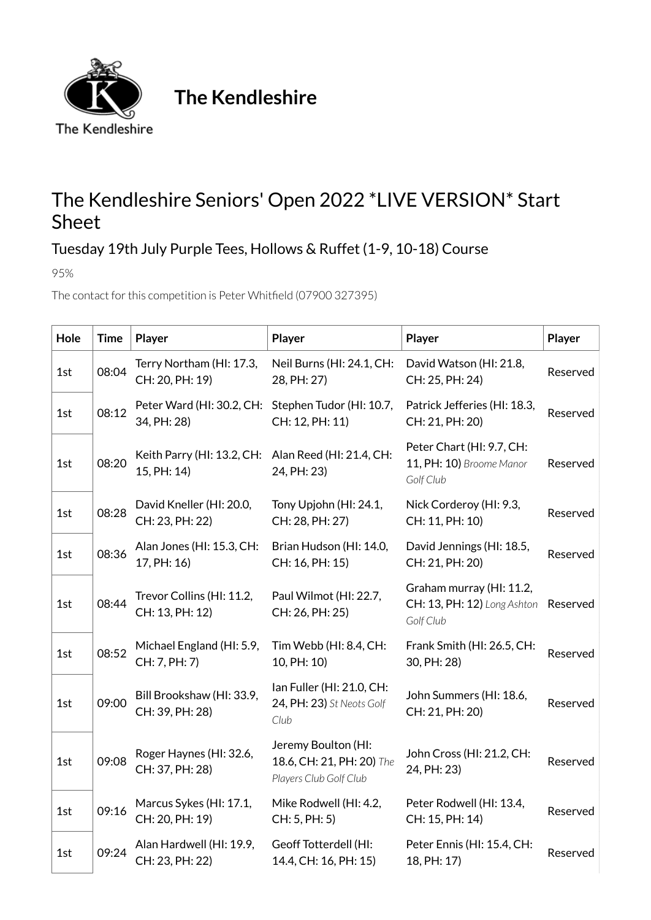# The Kendleshire

## The Kendleshire Seniors' Open 2022 *LIVE VERSION* Start Sheet

### Tuesday 19th July Purple Tees, Hollows & Ruffet (1-9, 10-18) Course

95%

The contact for this competition is Peter Whitfield (07900 327395)

| Hole | Time | Player | Player | Player | Player |
|---|---|---|---|---|---|
| 1st | 08:04 | Terry Northam (HI: 17.3, CH: 20, PH: 19) | Neil Burns (HI: 24.1, CH: 28, PH: 27) | David Watson (HI: 21.8, CH: 25, PH: 24) | Reserved |
| 1st | 08:12 | Peter Ward (HI: 30.2, CH: 34, PH: 28) | Stephen Tudor (HI: 10.7, CH: 12, PH: 11) | Patrick Jefferies (HI: 18.3, CH: 21, PH: 20) | Reserved |
| 1st | 08:20 | Keith Parry (HI: 13.2, CH: 15, PH: 14) | Alan Reed (HI: 21.4, CH: 24, PH: 23) | Peter Chart (HI: 9.7, CH: 11, PH: 10) *Broome Manor Golf Club* | Reserved |
| 1st | 08:28 | David Kneller (HI: 20.0, CH: 23, PH: 22) | Tony Upjohn (HI: 24.1, CH: 28, PH: 27) | Nick Corderoy (HI: 9.3, CH: 11, PH: 10) | Reserved |
| 1st | 08:36 | Alan Jones (HI: 15.3, CH: 17, PH: 16) | Brian Hudson (HI: 14.0, CH: 16, PH: 15) | David Jennings (HI: 18.5, CH: 21, PH: 20) | Reserved |
| 1st | 08:44 | Trevor Collins (HI: 11.2, CH: 13, PH: 12) | Paul Wilmot (HI: 22.7, CH: 26, PH: 25) | Graham murray (HI: 11.2, CH: 13, PH: 12) *Long Ashton Golf Club* | Reserved |
| 1st | 08:52 | Michael England (HI: 5.9, CH: 7, PH: 7) | Tim Webb (HI: 8.4, CH: 10, PH: 10) | Frank Smith (HI: 26.5, CH: 30, PH: 28) | Reserved |
| 1st | 09:00 | Bill Brookshaw (HI: 33.9, CH: 39, PH: 28) | Ian Fuller (HI: 21.0, CH: 24, PH: 23) *St Neots Golf Club* | John Summers (HI: 18.6, CH: 21, PH: 20) | Reserved |
| 1st | 09:08 | Roger Haynes (HI: 32.6, CH: 37, PH: 28) | Jeremy Boulton (HI: 18.6, CH: 21, PH: 20) *The Players Club Golf Club* | John Cross (HI: 21.2, CH: 24, PH: 23) | Reserved |
| 1st | 09:16 | Marcus Sykes (HI: 17.1, CH: 20, PH: 19) | Mike Rodwell (HI: 4.2, CH: 5, PH: 5) | Peter Rodwell (HI: 13.4, CH: 15, PH: 14) | Reserved |
| 1st | 09:24 | Alan Hardwell (HI: 19.9, CH: 23, PH: 22) | Geoff Totterdell (HI: 14.4, CH: 16, PH: 15) | Peter Ennis (HI: 15.4, CH: 18, PH: 17) | Reserved |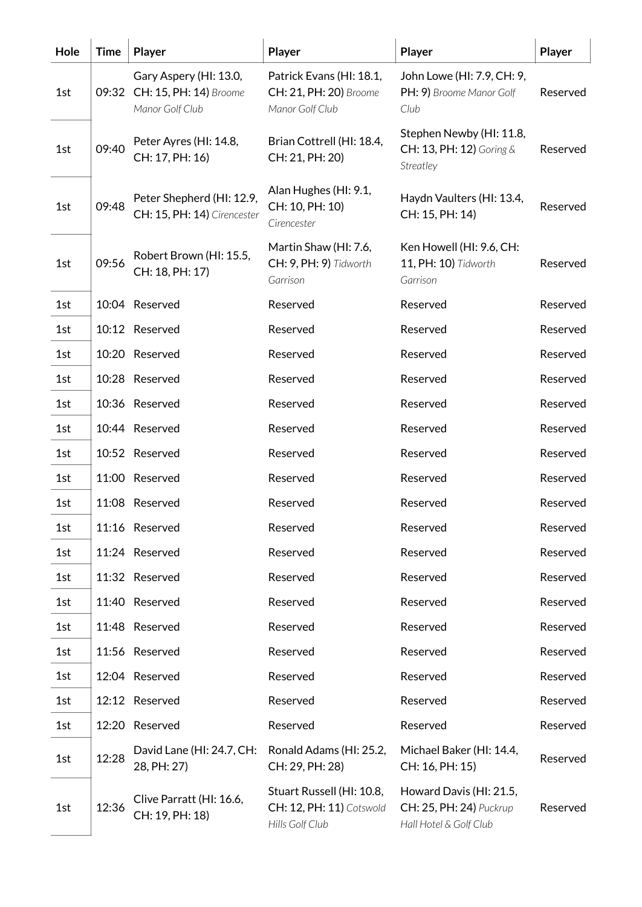| Hole | Time | Player | Player | Player | Player |
|---|---|---|---|---|---|
| 1st | 09:32 | Gary Aspery (HI: 13.0, CH: 15, PH: 14) *Broome Manor Golf Club* | Patrick Evans (HI: 18.1, CH: 21, PH: 20) *Broome Manor Golf Club* | John Lowe (HI: 7.9, CH: 9, PH: 9) *Broome Manor Golf Club* | Reserved |
| 1st | 09:40 | Peter Ayres (HI: 14.8, CH: 17, PH: 16) | Brian Cottrell (HI: 18.4, CH: 21, PH: 20) | Stephen Newby (HI: 11.8, CH: 13, PH: 12) *Goring & Streatley* | Reserved |
| 1st | 09:48 | Peter Shepherd (HI: 12.9, CH: 15, PH: 14) *Cirencester* | Alan Hughes (HI: 9.1, CH: 10, PH: 10) *Cirencester* | Haydn Vaulters (HI: 13.4, CH: 15, PH: 14) | Reserved |
| 1st | 09:56 | Robert Brown (HI: 15.5, CH: 18, PH: 17) | Martin Shaw (HI: 7.6, CH: 9, PH: 9) *Tidworth Garrison* | Ken Howell (HI: 9.6, CH: 11, PH: 10) *Tidworth Garrison* | Reserved |
| 1st | 10:04 | Reserved | Reserved | Reserved | Reserved |
| 1st | 10:12 | Reserved | Reserved | Reserved | Reserved |
| 1st | 10:20 | Reserved | Reserved | Reserved | Reserved |
| 1st | 10:28 | Reserved | Reserved | Reserved | Reserved |
| 1st | 10:36 | Reserved | Reserved | Reserved | Reserved |
| 1st | 10:44 | Reserved | Reserved | Reserved | Reserved |
| 1st | 10:52 | Reserved | Reserved | Reserved | Reserved |
| 1st | 11:00 | Reserved | Reserved | Reserved | Reserved |
| 1st | 11:08 | Reserved | Reserved | Reserved | Reserved |
| 1st | 11:16 | Reserved | Reserved | Reserved | Reserved |
| 1st | 11:24 | Reserved | Reserved | Reserved | Reserved |
| 1st | 11:32 | Reserved | Reserved | Reserved | Reserved |
| 1st | 11:40 | Reserved | Reserved | Reserved | Reserved |
| 1st | 11:48 | Reserved | Reserved | Reserved | Reserved |
| 1st | 11:56 | Reserved | Reserved | Reserved | Reserved |
| 1st | 12:04 | Reserved | Reserved | Reserved | Reserved |
| 1st | 12:12 | Reserved | Reserved | Reserved | Reserved |
| 1st | 12:20 | Reserved | Reserved | Reserved | Reserved |
| 1st | 12:28 | David Lane (HI: 24.7, CH: 28, PH: 27) | Ronald Adams (HI: 25.2, CH: 29, PH: 28) | Michael Baker (HI: 14.4, CH: 16, PH: 15) | Reserved |
| 1st | 12:36 | Clive Parratt (HI: 16.6, CH: 19, PH: 18) | Stuart Russell (HI: 10.8, CH: 12, PH: 11) *Cotswold Hills Golf Club* | Howard Davis (HI: 21.5, CH: 25, PH: 24) *Puckrup Hall Hotel & Golf Club* | Reserved |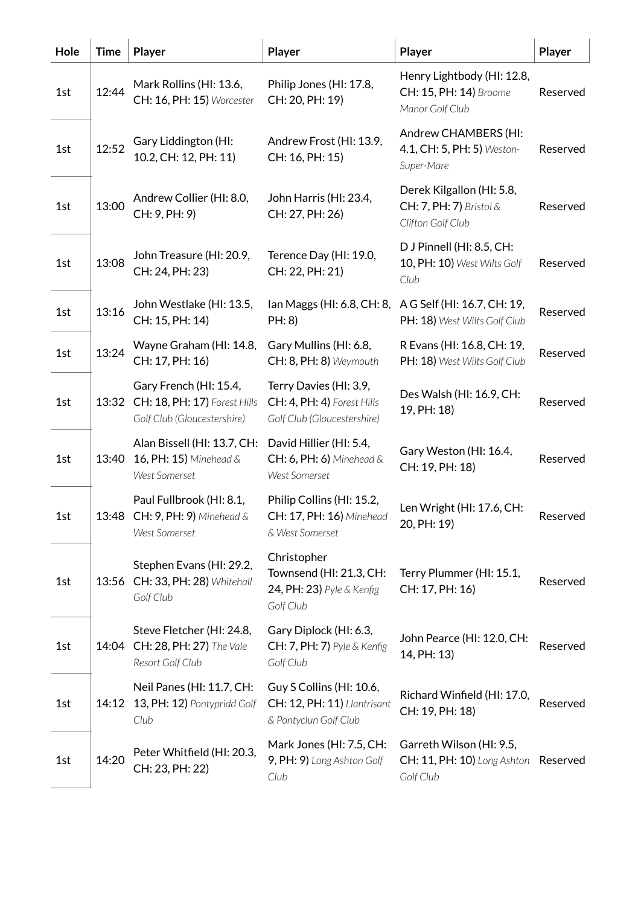| Hole | Time | Player | Player | Player | Player |
|---|---|---|---|---|---|
| 1st | 12:44 | Mark Rollins (HI: 13.6, CH: 16, PH: 15) *Worcester* | Philip Jones (HI: 17.8, CH: 20, PH: 19) | Henry Lightbody (HI: 12.8, CH: 15, PH: 14) *Broome Manor Golf Club* | Reserved |
| 1st | 12:52 | Gary Liddington (HI: 10.2, CH: 12, PH: 11) | Andrew Frost (HI: 13.9, CH: 16, PH: 15) | Andrew CHAMBERS (HI: 4.1, CH: 5, PH: 5) *Weston-Super-Mare* | Reserved |
| 1st | 13:00 | Andrew Collier (HI: 8.0, CH: 9, PH: 9) | John Harris (HI: 23.4, CH: 27, PH: 26) | Derek Kilgallon (HI: 5.8, CH: 7, PH: 7) *Bristol & Clifton Golf Club* | Reserved |
| 1st | 13:08 | John Treasure (HI: 20.9, CH: 24, PH: 23) | Terence Day (HI: 19.0, CH: 22, PH: 21) | D J Pinnell (HI: 8.5, CH: 10, PH: 10) *West Wilts Golf Club* | Reserved |
| 1st | 13:16 | John Westlake (HI: 13.5, CH: 15, PH: 14) | Ian Maggs (HI: 6.8, CH: 8, PH: 8) | A G Self (HI: 16.7, CH: 19, PH: 18) *West Wilts Golf Club* | Reserved |
| 1st | 13:24 | Wayne Graham (HI: 14.8, CH: 17, PH: 16) | Gary Mullins (HI: 6.8, CH: 8, PH: 8) *Weymouth* | R Evans (HI: 16.8, CH: 19, PH: 18) *West Wilts Golf Club* | Reserved |
| 1st | 13:32 | Gary French (HI: 15.4, CH: 18, PH: 17) *Forest Hills Golf Club (Gloucestershire)* | Terry Davies (HI: 3.9, CH: 4, PH: 4) *Forest Hills Golf Club (Gloucestershire)* | Des Walsh (HI: 16.9, CH: 19, PH: 18) | Reserved |
| 1st | 13:40 | Alan Bissell (HI: 13.7, CH: 16, PH: 15) *Minehead & West Somerset* | David Hillier (HI: 5.4, CH: 6, PH: 6) *Minehead & West Somerset* | Gary Weston (HI: 16.4, CH: 19, PH: 18) | Reserved |
| 1st | 13:48 | Paul Fullbrook (HI: 8.1, CH: 9, PH: 9) *Minehead & West Somerset* | Philip Collins (HI: 15.2, CH: 17, PH: 16) *Minehead & West Somerset* | Len Wright (HI: 17.6, CH: 20, PH: 19) | Reserved |
| 1st | 13:56 | Stephen Evans (HI: 29.2, CH: 33, PH: 28) *Whitehall Golf Club* | Christopher Townsend (HI: 21.3, CH: 24, PH: 23) *Pyle & Kenfig Golf Club* | Terry Plummer (HI: 15.1, CH: 17, PH: 16) | Reserved |
| 1st | 14:04 | Steve Fletcher (HI: 24.8, CH: 28, PH: 27) *The Vale Resort Golf Club* | Gary Diplock (HI: 6.3, CH: 7, PH: 7) *Pyle & Kenfig Golf Club* | John Pearce (HI: 12.0, CH: 14, PH: 13) | Reserved |
| 1st | 14:12 | Neil Panes (HI: 11.7, CH: 13, PH: 12) *Pontypridd Golf Club* | Guy S Collins (HI: 10.6, CH: 12, PH: 11) *Llantrisant & Pontyclun Golf Club* | Richard Winfield (HI: 17.0, CH: 19, PH: 18) | Reserved |
| 1st | 14:20 | Peter Whitfield (HI: 20.3, CH: 23, PH: 22) | Mark Jones (HI: 7.5, CH: 9, PH: 9) *Long Ashton Golf Club* | Garreth Wilson (HI: 9.5, CH: 11, PH: 10) *Long Ashton Golf Club* | Reserved |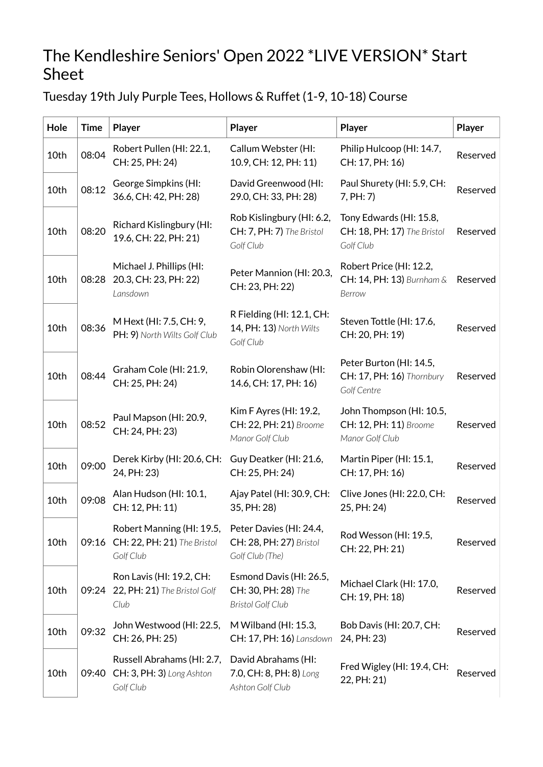# The Kendleshire Seniors' Open 2022 *LIVE VERSION* Start Sheet

## Tuesday 19th July Purple Tees, Hollows & Ruffet (1-9, 10-18) Course

| Hole | Time | Player | Player | Player | Player |
|---|---|---|---|---|---|
| 10th | 08:04 | Robert Pullen (HI: 22.1, CH: 25, PH: 24) | Callum Webster (HI: 10.9, CH: 12, PH: 11) | Philip Hulcoop (HI: 14.7, CH: 17, PH: 16) | Reserved |
| 10th | 08:12 | George Simpkins (HI: 36.6, CH: 42, PH: 28) | David Greenwood (HI: 29.0, CH: 33, PH: 28) | Paul Shurety (HI: 5.9, CH: 7, PH: 7) | Reserved |
| 10th | 08:20 | Richard Kislingbury (HI: 19.6, CH: 22, PH: 21) | Rob Kislingbury (HI: 6.2, CH: 7, PH: 7) *The Bristol Golf Club* | Tony Edwards (HI: 15.8, CH: 18, PH: 17) *The Bristol Golf Club* | Reserved |
| 10th | 08:28 | Michael J. Phillips (HI: 20.3, CH: 23, PH: 22) *Lansdown* | Peter Mannion (HI: 20.3, CH: 23, PH: 22) | Robert Price (HI: 12.2, CH: 14, PH: 13) *Burnham & Berrow* | Reserved |
| 10th | 08:36 | M Hext (HI: 7.5, CH: 9, PH: 9) *North Wilts Golf Club* | R Fielding (HI: 12.1, CH: 14, PH: 13) *North Wilts Golf Club* | Steven Tottle (HI: 17.6, CH: 20, PH: 19) | Reserved |
| 10th | 08:44 | Graham Cole (HI: 21.9, CH: 25, PH: 24) | Robin Olorenshaw (HI: 14.6, CH: 17, PH: 16) | Peter Burton (HI: 14.5, CH: 17, PH: 16) *Thornbury Golf Centre* | Reserved |
| 10th | 08:52 | Paul Mapson (HI: 20.9, CH: 24, PH: 23) | Kim F Ayres (HI: 19.2, CH: 22, PH: 21) *Broome Manor Golf Club* | John Thompson (HI: 10.5, CH: 12, PH: 11) *Broome Manor Golf Club* | Reserved |
| 10th | 09:00 | Derek Kirby (HI: 20.6, CH: 24, PH: 23) | Guy Deatker (HI: 21.6, CH: 25, PH: 24) | Martin Piper (HI: 15.1, CH: 17, PH: 16) | Reserved |
| 10th | 09:08 | Alan Hudson (HI: 10.1, CH: 12, PH: 11) | Ajay Patel (HI: 30.9, CH: 35, PH: 28) | Clive Jones (HI: 22.0, CH: 25, PH: 24) | Reserved |
| 10th | 09:16 | Robert Manning (HI: 19.5, CH: 22, PH: 21) *The Bristol Golf Club* | Peter Davies (HI: 24.4, CH: 28, PH: 27) *Bristol Golf Club (The)* | Rod Wesson (HI: 19.5, CH: 22, PH: 21) | Reserved |
| 10th | 09:24 | Ron Lavis (HI: 19.2, CH: 22, PH: 21) *The Bristol Golf Club* | Esmond Davis (HI: 26.5, CH: 30, PH: 28) *The Bristol Golf Club* | Michael Clark (HI: 17.0, CH: 19, PH: 18) | Reserved |
| 10th | 09:32 | John Westwood (HI: 22.5, CH: 26, PH: 25) | M Wilband (HI: 15.3, CH: 17, PH: 16) *Lansdown* | Bob Davis (HI: 20.7, CH: 24, PH: 23) | Reserved |
| 10th | 09:40 | Russell Abrahams (HI: 2.7, CH: 3, PH: 3) *Long Ashton Golf Club* | David Abrahams (HI: 7.0, CH: 8, PH: 8) *Long Ashton Golf Club* | Fred Wigley (HI: 19.4, CH: 22, PH: 21) | Reserved |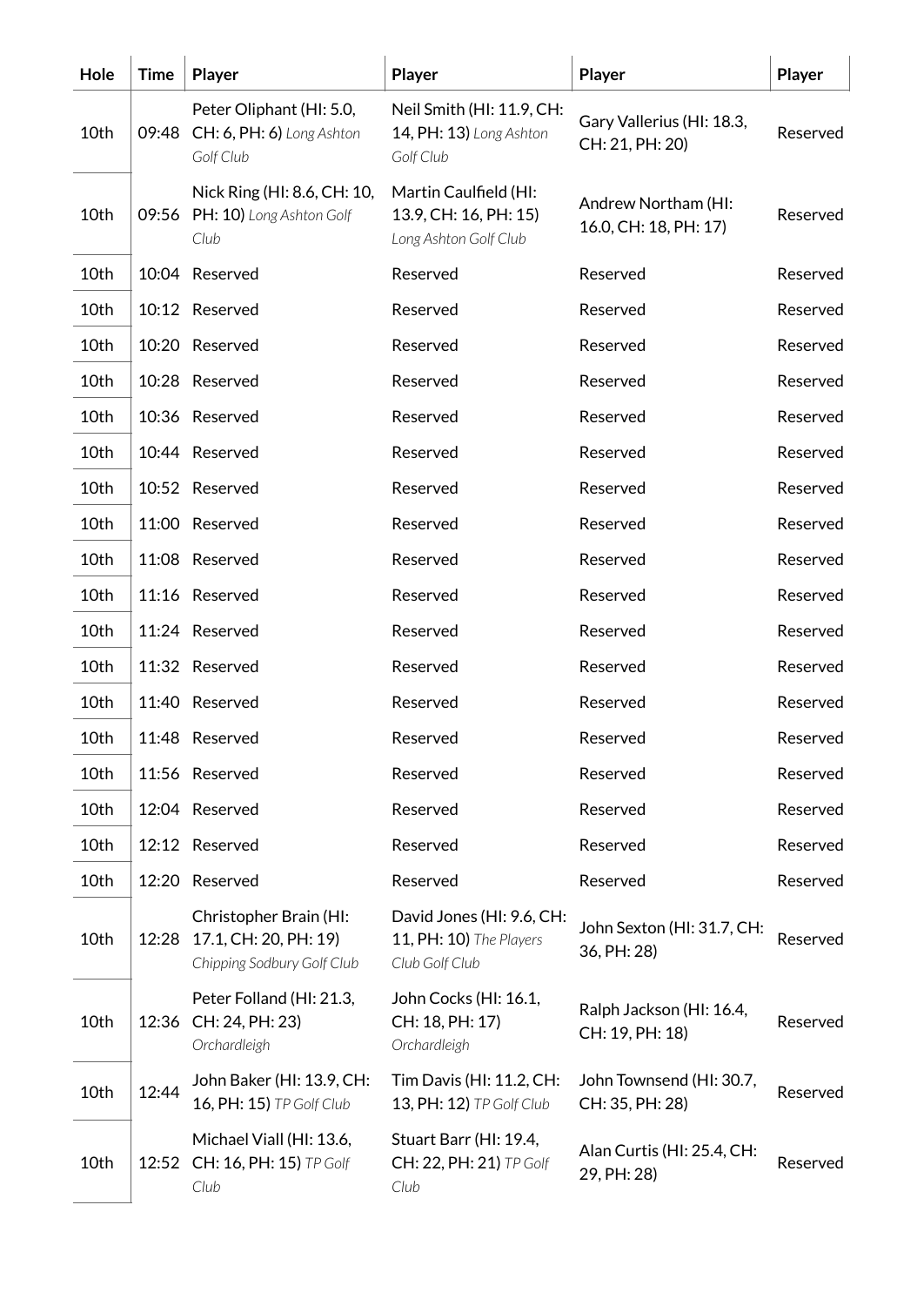| Hole | Time | Player | Player | Player | Player |
|---|---|---|---|---|---|
| 10th | 09:48 | Peter Oliphant (HI: 5.0, CH: 6, PH: 6) *Long Ashton Golf Club* | Neil Smith (HI: 11.9, CH: 14, PH: 13) *Long Ashton Golf Club* | Gary Vallerius (HI: 18.3, CH: 21, PH: 20) | Reserved |
| 10th | 09:56 | Nick Ring (HI: 8.6, CH: 10, PH: 10) *Long Ashton Golf Club* | Martin Caulfield (HI: 13.9, CH: 16, PH: 15) *Long Ashton Golf Club* | Andrew Northam (HI: 16.0, CH: 18, PH: 17) | Reserved |
| 10th | 10:04 | Reserved | Reserved | Reserved | Reserved |
| 10th | 10:12 | Reserved | Reserved | Reserved | Reserved |
| 10th | 10:20 | Reserved | Reserved | Reserved | Reserved |
| 10th | 10:28 | Reserved | Reserved | Reserved | Reserved |
| 10th | 10:36 | Reserved | Reserved | Reserved | Reserved |
| 10th | 10:44 | Reserved | Reserved | Reserved | Reserved |
| 10th | 10:52 | Reserved | Reserved | Reserved | Reserved |
| 10th | 11:00 | Reserved | Reserved | Reserved | Reserved |
| 10th | 11:08 | Reserved | Reserved | Reserved | Reserved |
| 10th | 11:16 | Reserved | Reserved | Reserved | Reserved |
| 10th | 11:24 | Reserved | Reserved | Reserved | Reserved |
| 10th | 11:32 | Reserved | Reserved | Reserved | Reserved |
| 10th | 11:40 | Reserved | Reserved | Reserved | Reserved |
| 10th | 11:48 | Reserved | Reserved | Reserved | Reserved |
| 10th | 11:56 | Reserved | Reserved | Reserved | Reserved |
| 10th | 12:04 | Reserved | Reserved | Reserved | Reserved |
| 10th | 12:12 | Reserved | Reserved | Reserved | Reserved |
| 10th | 12:20 | Reserved | Reserved | Reserved | Reserved |
| 10th | 12:28 | Christopher Brain (HI: 17.1, CH: 20, PH: 19) *Chipping Sodbury Golf Club* | David Jones (HI: 9.6, CH: 11, PH: 10) *The Players Club Golf Club* | John Sexton (HI: 31.7, CH: 36, PH: 28) | Reserved |
| 10th | 12:36 | Peter Folland (HI: 21.3, CH: 24, PH: 23) *Orchardleigh* | John Cocks (HI: 16.1, CH: 18, PH: 17) *Orchardleigh* | Ralph Jackson (HI: 16.4, CH: 19, PH: 18) | Reserved |
| 10th | 12:44 | John Baker (HI: 13.9, CH: 16, PH: 15) *TP Golf Club* | Tim Davis (HI: 11.2, CH: 13, PH: 12) *TP Golf Club* | John Townsend (HI: 30.7, CH: 35, PH: 28) | Reserved |
| 10th | 12:52 | Michael Viall (HI: 13.6, CH: 16, PH: 15) *TP Golf Club* | Stuart Barr (HI: 19.4, CH: 22, PH: 21) *TP Golf Club* | Alan Curtis (HI: 25.4, CH: 29, PH: 28) | Reserved |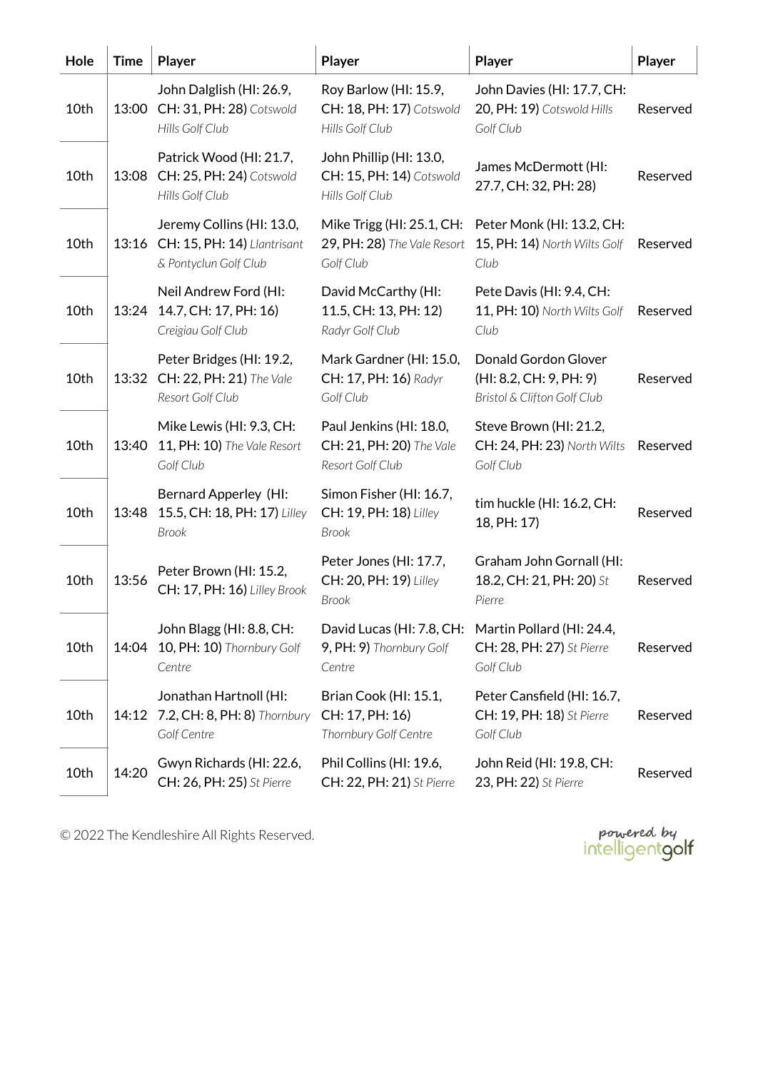| Hole | Time | Player | Player | Player | Player |
|---|---|---|---|---|---|
| 10th | 13:00 | John Dalglish (HI: 26.9, CH: 31, PH: 28) *Cotswold Hills Golf Club* | Roy Barlow (HI: 15.9, CH: 18, PH: 17) *Cotswold Hills Golf Club* | John Davies (HI: 17.7, CH: 20, PH: 19) *Cotswold Hills Golf Club* | Reserved |
| 10th | 13:08 | Patrick Wood (HI: 21.7, CH: 25, PH: 24) *Cotswold Hills Golf Club* | John Phillip (HI: 13.0, CH: 15, PH: 14) *Cotswold Hills Golf Club* | James McDermott (HI: 27.7, CH: 32, PH: 28) | Reserved |
| 10th | 13:16 | Jeremy Collins (HI: 13.0, CH: 15, PH: 14) *Llantrisant & Pontyclun Golf Club* | Mike Trigg (HI: 25.1, CH: 29, PH: 28) *The Vale Resort Golf Club* | Peter Monk (HI: 13.2, CH: 15, PH: 14) *North Wilts Golf Club* | Reserved |
| 10th | 13:24 | Neil Andrew Ford (HI: 14.7, CH: 17, PH: 16) *Creigiau Golf Club* | David McCarthy (HI: 11.5, CH: 13, PH: 12) *Radyr Golf Club* | Pete Davis (HI: 9.4, CH: 11, PH: 10) *North Wilts Golf Club* | Reserved |
| 10th | 13:32 | Peter Bridges (HI: 19.2, CH: 22, PH: 21) *The Vale Resort Golf Club* | Mark Gardner (HI: 15.0, CH: 17, PH: 16) *Radyr Golf Club* | Donald Gordon Glover (HI: 8.2, CH: 9, PH: 9) *Bristol & Clifton Golf Club* | Reserved |
| 10th | 13:40 | Mike Lewis (HI: 9.3, CH: 11, PH: 10) *The Vale Resort Golf Club* | Paul Jenkins (HI: 18.0, CH: 21, PH: 20) *The Vale Resort Golf Club* | Steve Brown (HI: 21.2, CH: 24, PH: 23) *North Wilts Golf Club* | Reserved |
| 10th | 13:48 | Bernard Apperley (HI: 15.5, CH: 18, PH: 17) *Lilley Brook* | Simon Fisher (HI: 16.7, CH: 19, PH: 18) *Lilley Brook* | tim huckle (HI: 16.2, CH: 18, PH: 17) | Reserved |
| 10th | 13:56 | Peter Brown (HI: 15.2, CH: 17, PH: 16) *Lilley Brook* | Peter Jones (HI: 17.7, CH: 20, PH: 19) *Lilley Brook* | Graham John Gornall (HI: 18.2, CH: 21, PH: 20) *St Pierre* | Reserved |
| 10th | 14:04 | John Blagg (HI: 8.8, CH: 10, PH: 10) *Thornbury Golf Centre* | David Lucas (HI: 7.8, CH: 9, PH: 9) *Thornbury Golf Centre* | Martin Pollard (HI: 24.4, CH: 28, PH: 27) *St Pierre Golf Club* | Reserved |
| 10th | 14:12 | Jonathan Hartnoll (HI: 7.2, CH: 8, PH: 8) *Thornbury Golf Centre* | Brian Cook (HI: 15.1, CH: 17, PH: 16) *Thornbury Golf Centre* | Peter Cansfield (HI: 16.7, CH: 19, PH: 18) *St Pierre Golf Club* | Reserved |
| 10th | 14:20 | Gwyn Richards (HI: 22.6, CH: 26, PH: 25) *St Pierre* | Phil Collins (HI: 19.6, CH: 22, PH: 21) *St Pierre* | John Reid (HI: 19.8, CH: 23, PH: 22) *St Pierre* | Reserved |

© 2022 The Kendleshire All Rights Reserved.

powered by intelligentgolf